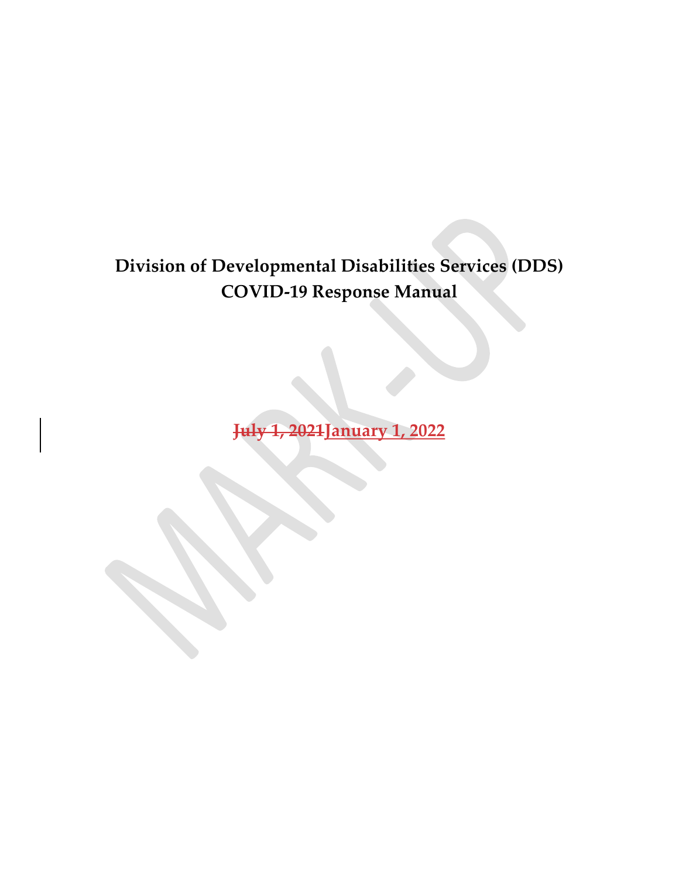# Division of Developmental Disabilities Services (DDS)
# COVID-19 Response Manual

~~July 1, 2021~~**January 1, 2022**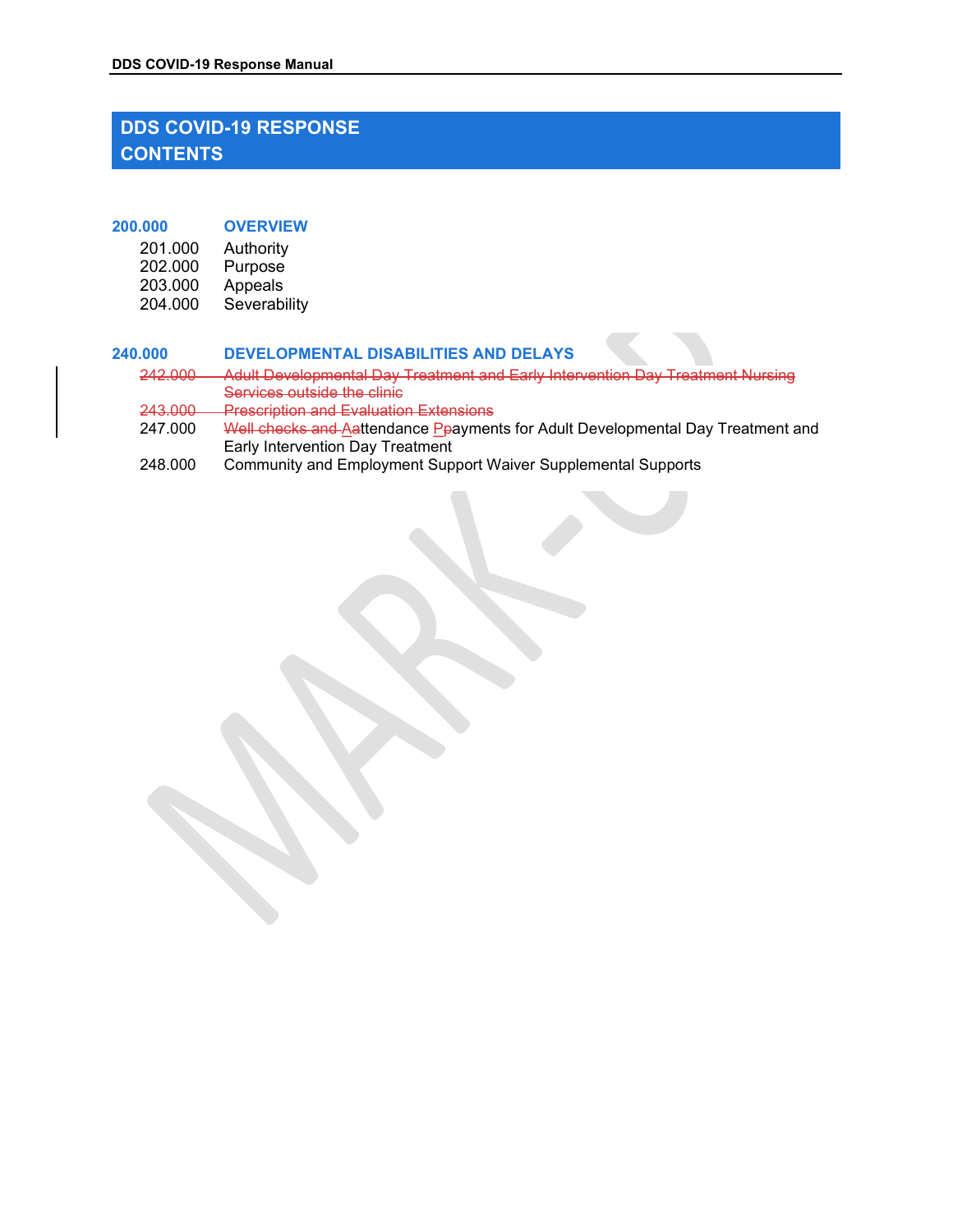## DDS COVID-19 RESPONSE CONTENTS

**200.000 OVERVIEW**

- 201.000 Authority
- 202.000 Purpose
- 203.000 Appeals
- 204.000 Severability

**240.000 DEVELOPMENTAL DISABILITIES AND DELAYS**

- ~~242.000 Adult Developmental Day Treatment and Early Intervention Day Treatment Nursing Services outside the clinic~~
- ~~243.000 Prescription and Evaluation Extensions~~
- 247.000 ~~Well checks and A~~Attendance P~~p~~ayments for Adult Developmental Day Treatment and Early Intervention Day Treatment
- 248.000 Community and Employment Support Waiver Supplemental Supports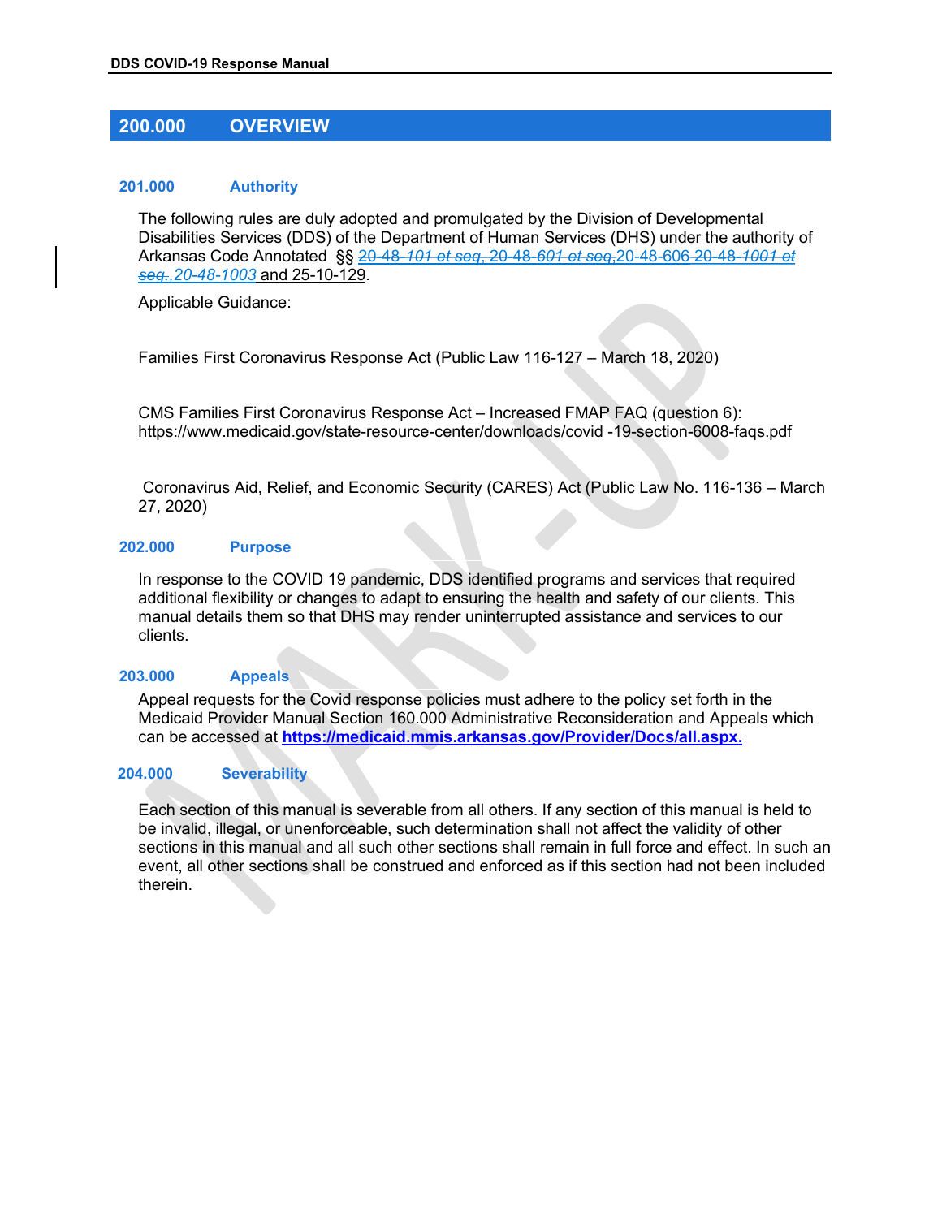## 200.000 OVERVIEW

### 201.000 Authority

The following rules are duly adopted and promulgated by the Division of Developmental Disabilities Services (DDS) of the Department of Human Services (DHS) under the authority of Arkansas Code Annotated §§ ~~20-48-101 et seq, 20-48-601 et seq,~~20-48-606 ~~20-48-1001 et seq.,~~20-48-1003 and 25-10-129.

Applicable Guidance:

Families First Coronavirus Response Act (Public Law 116-127 – March 18, 2020)

CMS Families First Coronavirus Response Act – Increased FMAP FAQ (question 6): https://www.medicaid.gov/state-resource-center/downloads/covid -19-section-6008-faqs.pdf

Coronavirus Aid, Relief, and Economic Security (CARES) Act (Public Law No. 116-136 – March 27, 2020)

### 202.000 Purpose

In response to the COVID 19 pandemic, DDS identified programs and services that required additional flexibility or changes to adapt to ensuring the health and safety of our clients. This manual details them so that DHS may render uninterrupted assistance and services to our clients.

### 203.000 Appeals

Appeal requests for the Covid response policies must adhere to the policy set forth in the Medicaid Provider Manual Section 160.000 Administrative Reconsideration and Appeals which can be accessed at **https://medicaid.mmis.arkansas.gov/Provider/Docs/all.aspx.**

### 204.000 Severability

Each section of this manual is severable from all others. If any section of this manual is held to be invalid, illegal, or unenforceable, such determination shall not affect the validity of other sections in this manual and all such other sections shall remain in full force and effect. In such an event, all other sections shall be construed and enforced as if this section had not been included therein.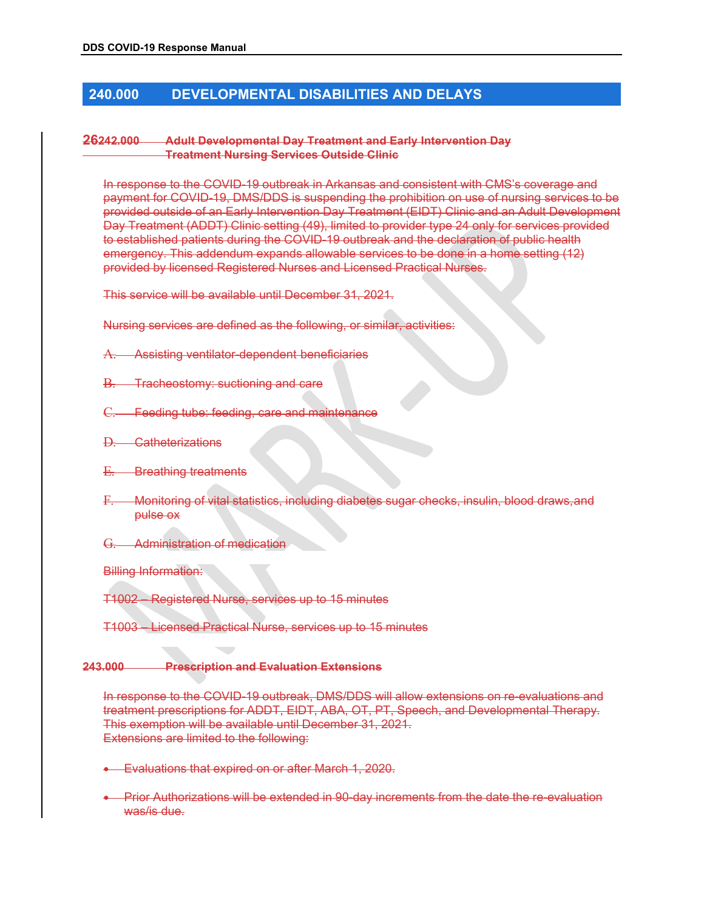## 240.000 DEVELOPMENTAL DISABILITIES AND DELAYS

### ~~26242.000 Adult Developmental Day Treatment and Early Intervention Day Treatment Nursing Services Outside Clinic~~

~~In response to the COVID-19 outbreak in Arkansas and consistent with CMS's coverage and payment for COVID-19, DMS/DDS is suspending the prohibition on use of nursing services to be provided outside of an Early Intervention Day Treatment (EIDT) Clinic and an Adult Development Day Treatment (ADDT) Clinic setting (49), limited to provider type 24 only for services provided to established patients during the COVID-19 outbreak and the declaration of public health emergency. This addendum expands allowable services to be done in a home setting (12) provided by licensed Registered Nurses and Licensed Practical Nurses.~~

~~This service will be available until December 31, 2021.~~

~~Nursing services are defined as the following, or similar, activities:~~

~~A. Assisting ventilator-dependent beneficiaries~~

~~B. Tracheostomy: suctioning and care~~

~~C. Feeding tube: feeding, care and maintenance~~

~~D. Catheterizations~~

~~E. Breathing treatments~~

~~F. Monitoring of vital statistics, including diabetes sugar checks, insulin, blood draws, and pulse ox~~

~~G. Administration of medication~~

~~Billing Information:~~

~~T1002 – Registered Nurse, services up to 15 minutes~~

~~T1003 – Licensed Practical Nurse, services up to 15 minutes~~

### ~~243.000 Prescription and Evaluation Extensions~~

~~In response to the COVID-19 outbreak, DMS/DDS will allow extensions on re-evaluations and treatment prescriptions for ADDT, EIDT, ABA, OT, PT, Speech, and Developmental Therapy. This exemption will be available until December 31, 2021.~~
~~Extensions are limited to the following:~~

- ~~Evaluations that expired on or after March 1, 2020.~~
- ~~Prior Authorizations will be extended in 90-day increments from the date the re-evaluation was/is due.~~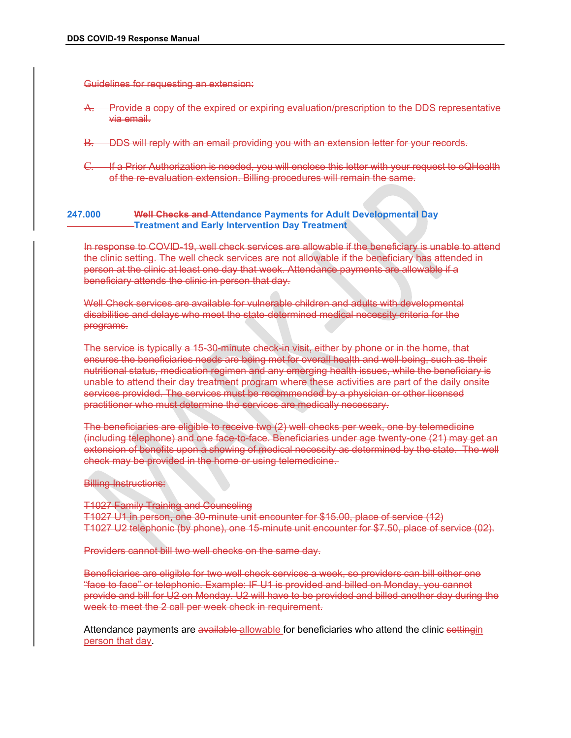~~Guidelines for requesting an extension:~~

~~A. Provide a copy of the expired or expiring evaluation/prescription to the DDS representative via email.~~

~~B. DDS will reply with an email providing you with an extension letter for your records.~~

~~C. If a Prior Authorization is needed, you will enclose this letter with your request to eQHealth of the re-evaluation extension. Billing procedures will remain the same.~~

## 247.000 ~~Well Checks and~~ Attendance Payments for Adult Developmental Day Treatment and Early Intervention Day Treatment

~~In response to COVID-19, well check services are allowable if the beneficiary is unable to attend the clinic setting. The well check services are not allowable if the beneficiary has attended in person at the clinic at least one day that week. Attendance payments are allowable if a beneficiary attends the clinic in person that day.~~

~~Well Check services are available for vulnerable children and adults with developmental disabilities and delays who meet the state-determined medical necessity criteria for the programs.~~

~~The service is typically a 15-30-minute check-in visit, either by phone or in the home, that ensures the beneficiaries needs are being met for overall health and well-being, such as their nutritional status, medication regimen and any emerging health issues, while the beneficiary is unable to attend their day treatment program where these activities are part of the daily onsite services provided. The services must be recommended by a physician or other licensed practitioner who must determine the services are medically necessary.~~

~~The beneficiaries are eligible to receive two (2) well checks per week, one by telemedicine (including telephone) and one face-to-face. Beneficiaries under age twenty-one (21) may get an extension of benefits upon a showing of medical necessity as determined by the state. The well check may be provided in the home or using telemedicine.~~

~~Billing Instructions:~~

~~T1027 Family Training and Counseling~~
~~T1027 U1 in person, one 30-minute unit encounter for $15.00, place of service (12)~~
~~T1027 U2 telephonic (by phone), one 15-minute unit encounter for $7.50, place of service (02).~~

~~Providers cannot bill two well checks on the same day.~~

~~Beneficiaries are eligible for two well check services a week, so providers can bill either one "face to face" or telephonic. Example: IF U1 is provided and billed on Monday, you cannot provide and bill for U2 on Monday. U2 will have to be provided and billed another day during the week to meet the 2 call per week check in requirement.~~

Attendance payments are ~~available~~ allowable for beneficiaries who attend the clinic ~~setting~~in person that day.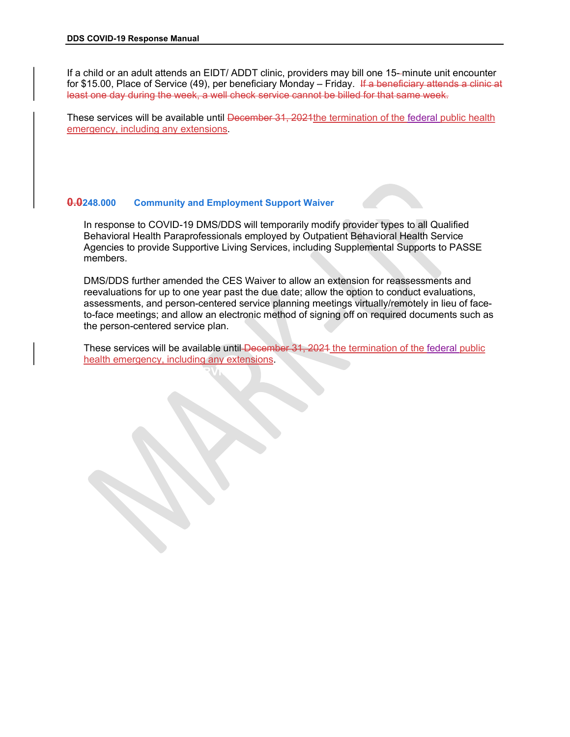If a child or an adult attends an EIDT/ ADDT clinic, providers may bill one 15-minute unit encounter for $15.00, Place of Service (49), per beneficiary Monday – Friday. ~~If a beneficiary attends a clinic at least one day during the week, a well check service cannot be billed for that same week.~~

These services will be available until ~~December 31, 2021~~the termination of the federal public health emergency, including any extensions.

## ~~0.0~~248.000 Community and Employment Support Waiver

In response to COVID-19 DMS/DDS will temporarily modify provider types to all Qualified Behavioral Health Paraprofessionals employed by Outpatient Behavioral Health Service Agencies to provide Supportive Living Services, including Supplemental Supports to PASSE members.

DMS/DDS further amended the CES Waiver to allow an extension for reassessments and reevaluations for up to one year past the due date; allow the option to conduct evaluations, assessments, and person-centered service planning meetings virtually/remotely in lieu of face-to-face meetings; and allow an electronic method of signing off on required documents such as the person-centered service plan.

These services will be available until ~~December 31, 2021~~ the termination of the federal public health emergency, including any extensions.